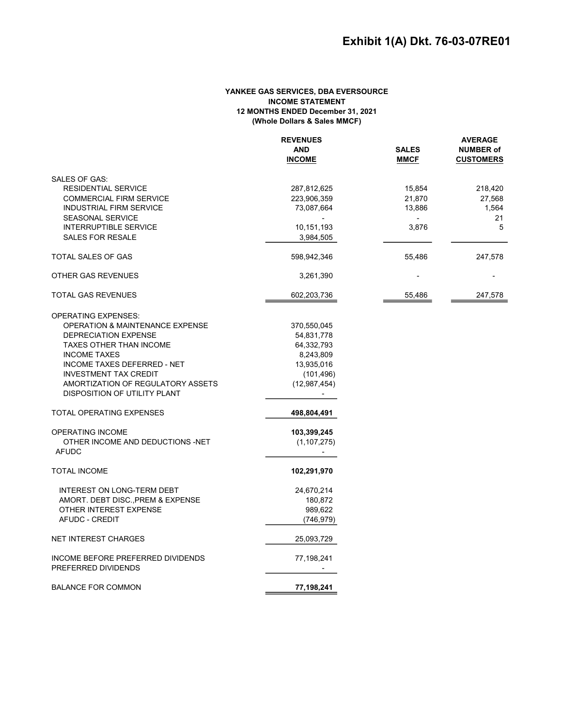# Exhibit 1(A) Dkt. 76-03-07RE01

**YANKEE GAS SERVICES, DBA EVERSOURCE**
**INCOME STATEMENT**
**12 MONTHS ENDED December 31, 2021**
**(Whole Dollars & Sales MMCF)**

| | REVENUES AND INCOME | SALES MMCF | AVERAGE NUMBER of CUSTOMERS |
|---|---|---|---|
| SALES OF GAS: | | | |
| RESIDENTIAL SERVICE | 287,812,625 | 15,854 | 218,420 |
| COMMERCIAL FIRM SERVICE | 223,906,359 | 21,870 | 27,568 |
| INDUSTRIAL FIRM SERVICE | 73,087,664 | 13,886 | 1,564 |
| SEASONAL SERVICE | - | - | 21 |
| INTERRUPTIBLE SERVICE | 10,151,193 | 3,876 | 5 |
| SALES FOR RESALE | 3,984,505 | | |
| TOTAL SALES OF GAS | 598,942,346 | 55,486 | 247,578 |
| OTHER GAS REVENUES | 3,261,390 | - | - |
| TOTAL GAS REVENUES | 602,203,736 | 55,486 | 247,578 |
| OPERATING EXPENSES: | | | |
| OPERATION & MAINTENANCE EXPENSE | 370,550,045 | | |
| DEPRECIATION EXPENSE | 54,831,778 | | |
| TAXES OTHER THAN INCOME | 64,332,793 | | |
| INCOME TAXES | 8,243,809 | | |
| INCOME TAXES DEFERRED - NET | 13,935,016 | | |
| INVESTMENT TAX CREDIT | (101,496) | | |
| AMORTIZATION OF REGULATORY ASSETS | (12,987,454) | | |
| DISPOSITION OF UTILITY PLANT | - | | |
| TOTAL OPERATING EXPENSES | **498,804,491** | | |
| OPERATING INCOME | **103,399,245** | | |
| OTHER INCOME AND DEDUCTIONS -NET | (1,107,275) | | |
| AFUDC | - | | |
| TOTAL INCOME | **102,291,970** | | |
| INTEREST ON LONG-TERM DEBT | 24,670,214 | | |
| AMORT. DEBT DISC.,PREM & EXPENSE | 180,872 | | |
| OTHER INTEREST EXPENSE | 989,622 | | |
| AFUDC - CREDIT | (746,979) | | |
| NET INTEREST CHARGES | 25,093,729 | | |
| INCOME BEFORE PREFERRED DIVIDENDS | 77,198,241 | | |
| PREFERRED DIVIDENDS | - | | |
| BALANCE FOR COMMON | **77,198,241** | | |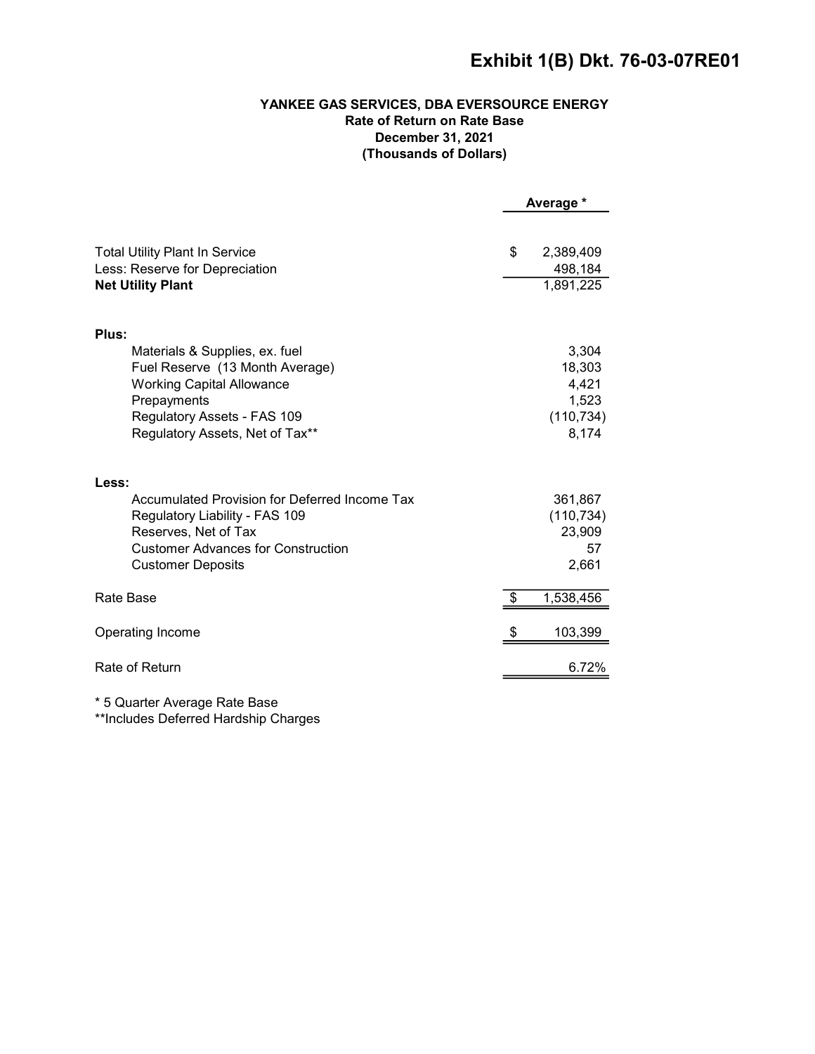# Exhibit 1(B) Dkt. 76-03-07RE01

**YANKEE GAS SERVICES, DBA EVERSOURCE ENERGY**
**Rate of Return on Rate Base**
**December 31, 2021**
**(Thousands of Dollars)**

| | Average * |
|---|---|
| Total Utility Plant In Service | $ 2,389,409 |
| Less: Reserve for Depreciation | 498,184 |
| **Net Utility Plant** | 1,891,225 |
| **Plus:** | |
| Materials & Supplies, ex. fuel | 3,304 |
| Fuel Reserve (13 Month Average) | 18,303 |
| Working Capital Allowance | 4,421 |
| Prepayments | 1,523 |
| Regulatory Assets - FAS 109 | (110,734) |
| Regulatory Assets, Net of Tax** | 8,174 |
| **Less:** | |
| Accumulated Provision for Deferred Income Tax | 361,867 |
| Regulatory Liability - FAS 109 | (110,734) |
| Reserves, Net of Tax | 23,909 |
| Customer Advances for Construction | 57 |
| Customer Deposits | 2,661 |
| Rate Base | $ 1,538,456 |
| Operating Income | $ 103,399 |
| Rate of Return | 6.72% |

* 5 Quarter Average Rate Base
**Includes Deferred Hardship Charges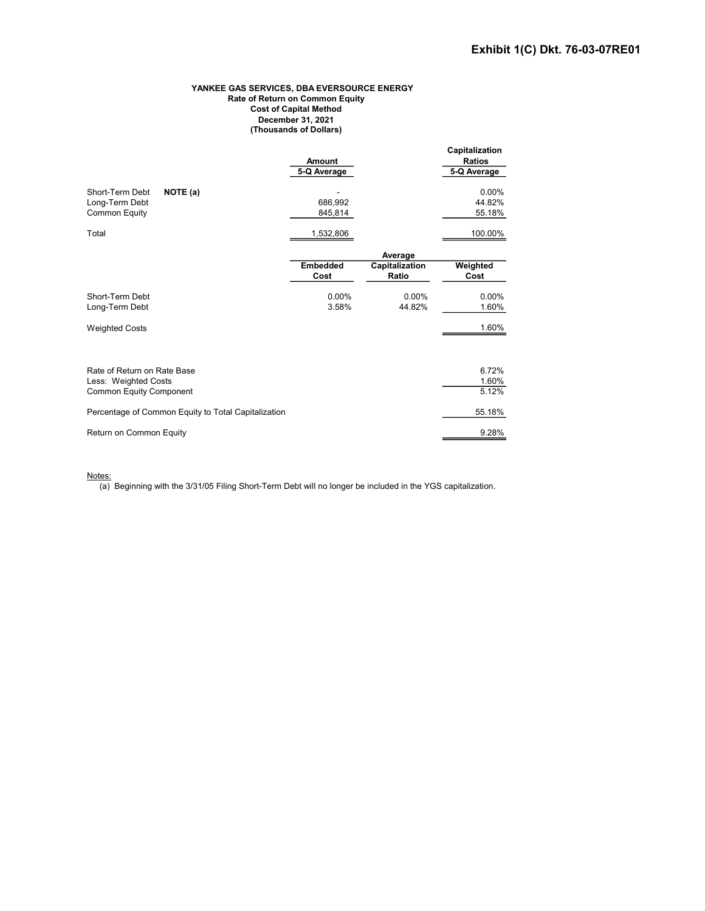**Exhibit 1(C) Dkt. 76-03-07RE01**

**YANKEE GAS SERVICES, DBA EVERSOURCE ENERGY**
**Rate of Return on Common Equity**
**Cost of Capital Method**
**December 31, 2021**
**(Thousands of Dollars)**

| | Amount 5-Q Average | | Capitalization Ratios 5-Q Average |
|---|---|---|---|
| Short-Term Debt **NOTE (a)** | - | | 0.00% |
| Long-Term Debt | 686,992 | | 44.82% |
| Common Equity | 845,814 | | 55.18% |
| Total | 1,532,806 | | 100.00% |

| | Embedded Cost | Average Capitalization Ratio | Weighted Cost |
|---|---|---|---|
| Short-Term Debt | 0.00% | 0.00% | 0.00% |
| Long-Term Debt | 3.58% | 44.82% | 1.60% |
| Weighted Costs | | | 1.60% |

| | |
|---|---|
| Rate of Return on Rate Base | 6.72% |
| Less: Weighted Costs | 1.60% |
| Common Equity Component | 5.12% |
| Percentage of Common Equity to Total Capitalization | 55.18% |
| Return on Common Equity | 9.28% |

Notes:
(a) Beginning with the 3/31/05 Filing Short-Term Debt will no longer be included in the YGS capitalization.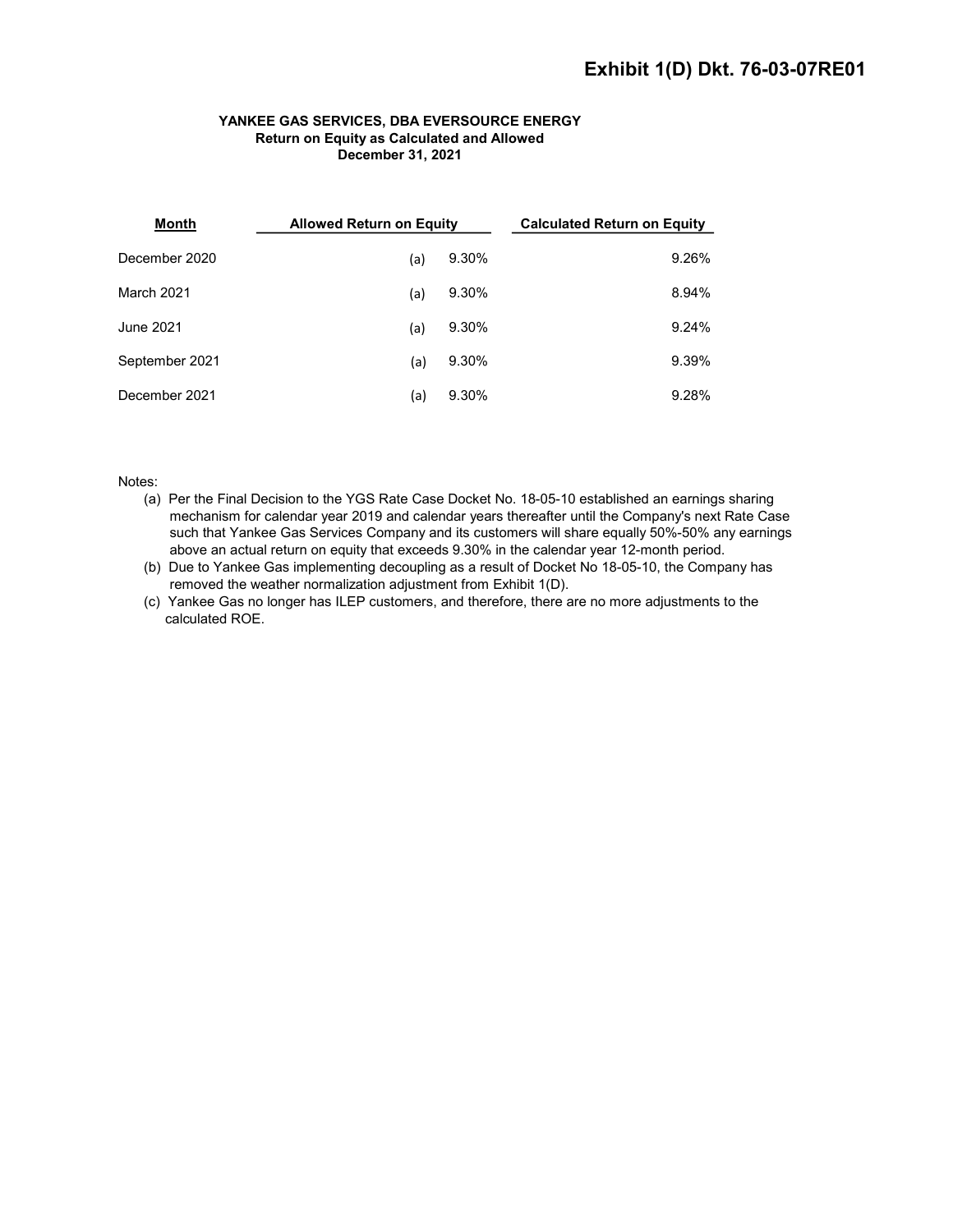**Exhibit 1(D) Dkt. 76-03-07RE01**

**YANKEE GAS SERVICES, DBA EVERSOURCE ENERGY**
**Return on Equity as Calculated and Allowed**
**December 31, 2021**

| Month | Allowed Return on Equity | | Calculated Return on Equity |
|---|---|---|---|
| December 2020 | (a) | 9.30% | 9.26% |
| March 2021 | (a) | 9.30% | 8.94% |
| June 2021 | (a) | 9.30% | 9.24% |
| September 2021 | (a) | 9.30% | 9.39% |
| December 2021 | (a) | 9.30% | 9.28% |

Notes:

(a) Per the Final Decision to the YGS Rate Case Docket No. 18-05-10 established an earnings sharing mechanism for calendar year 2019 and calendar years thereafter until the Company's next Rate Case such that Yankee Gas Services Company and its customers will share equally 50%-50% any earnings above an actual return on equity that exceeds 9.30% in the calendar year 12-month period.

(b) Due to Yankee Gas implementing decoupling as a result of Docket No 18-05-10, the Company has removed the weather normalization adjustment from Exhibit 1(D).

(c) Yankee Gas no longer has ILEP customers, and therefore, there are no more adjustments to the calculated ROE.